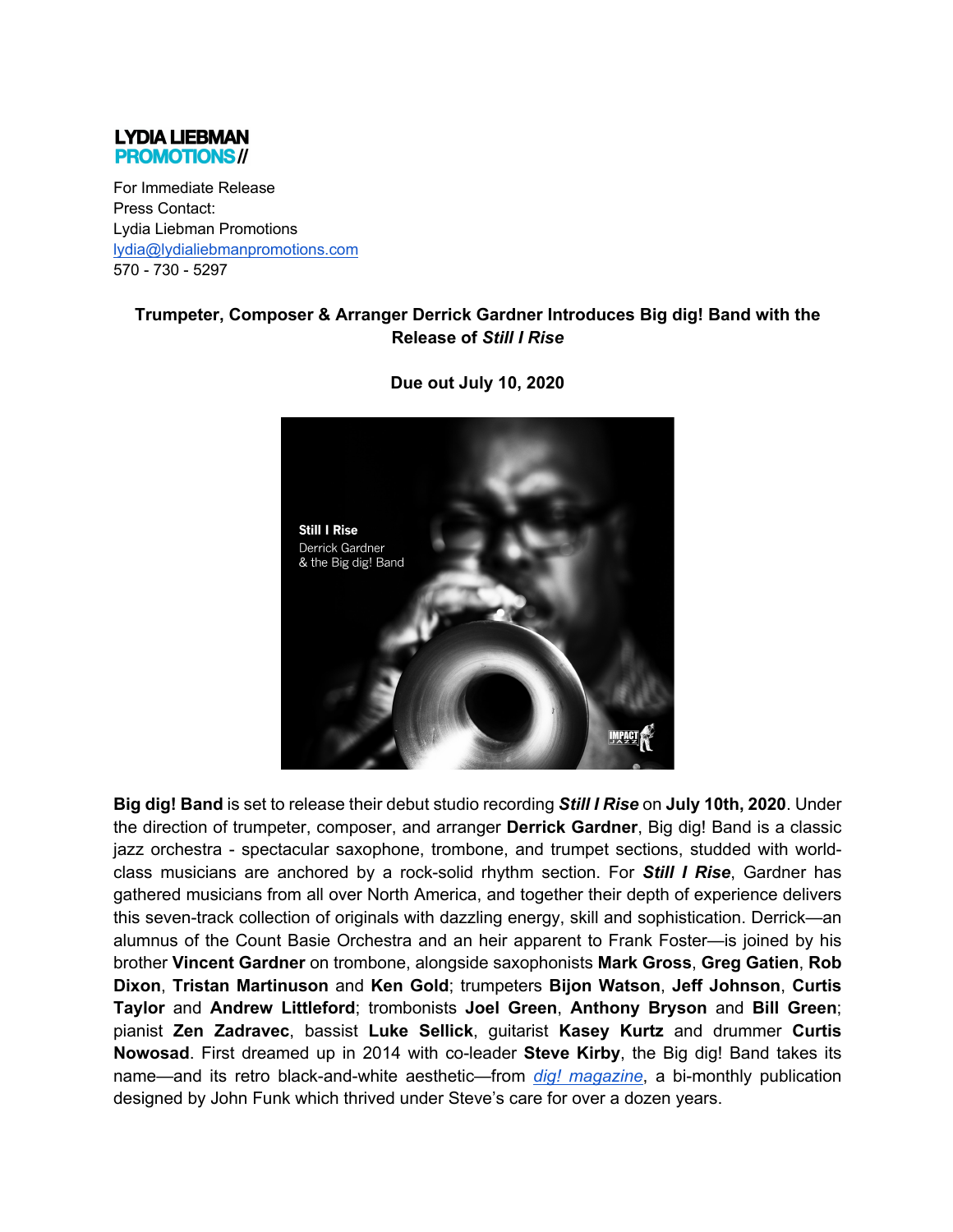**LYDIA LIEBMAN**
**PROMOTIONS//**

For Immediate Release
Press Contact:
Lydia Liebman Promotions
lydia@lydialiebmanpromotions.com
570 - 730 - 5297

## Trumpeter, Composer & Arranger Derrick Gardner Introduces Big dig! Band with the Release of *Still I Rise*

**Due out July 10, 2020**

**Big dig! Band** is set to release their debut studio recording ***Still I Rise*** on **July 10th, 2020**. Under the direction of trumpeter, composer, and arranger **Derrick Gardner**, Big dig! Band is a classic jazz orchestra - spectacular saxophone, trombone, and trumpet sections, studded with world-class musicians are anchored by a rock-solid rhythm section. For ***Still I Rise***, Gardner has gathered musicians from all over North America, and together their depth of experience delivers this seven-track collection of originals with dazzling energy, skill and sophistication. Derrick—an alumnus of the Count Basie Orchestra and an heir apparent to Frank Foster—is joined by his brother **Vincent Gardner** on trombone, alongside saxophonists **Mark Gross**, **Greg Gatien**, **Rob Dixon**, **Tristan Martinuson** and **Ken Gold**; trumpeters **Bijon Watson**, **Jeff Johnson**, **Curtis Taylor** and **Andrew Littleford**; trombonists **Joel Green**, **Anthony Bryson** and **Bill Green**; pianist **Zen Zadravec**, bassist **Luke Sellick**, guitarist **Kasey Kurtz** and drummer **Curtis Nowosad**. First dreamed up in 2014 with co-leader **Steve Kirby**, the Big dig! Band takes its name—and its retro black-and-white aesthetic—from *dig! magazine*, a bi-monthly publication designed by John Funk which thrived under Steve's care for over a dozen years.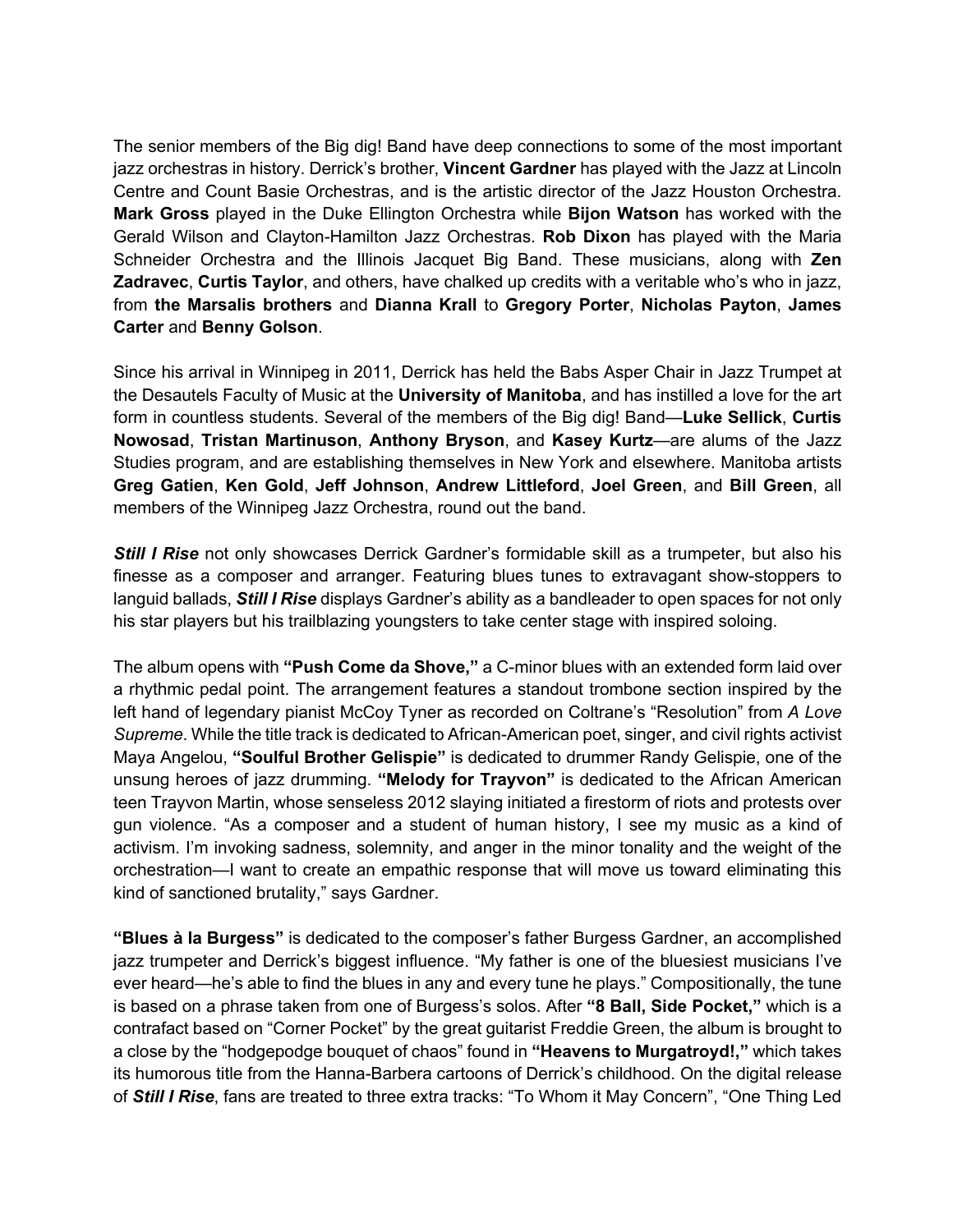The senior members of the Big dig! Band have deep connections to some of the most important jazz orchestras in history. Derrick's brother, **Vincent Gardner** has played with the Jazz at Lincoln Centre and Count Basie Orchestras, and is the artistic director of the Jazz Houston Orchestra. **Mark Gross** played in the Duke Ellington Orchestra while **Bijon Watson** has worked with the Gerald Wilson and Clayton-Hamilton Jazz Orchestras. **Rob Dixon** has played with the Maria Schneider Orchestra and the Illinois Jacquet Big Band. These musicians, along with **Zen Zadravec**, **Curtis Taylor**, and others, have chalked up credits with a veritable who's who in jazz, from **the Marsalis brothers** and **Dianna Krall** to **Gregory Porter**, **Nicholas Payton**, **James Carter** and **Benny Golson**.

Since his arrival in Winnipeg in 2011, Derrick has held the Babs Asper Chair in Jazz Trumpet at the Desautels Faculty of Music at the **University of Manitoba**, and has instilled a love for the art form in countless students. Several of the members of the Big dig! Band—**Luke Sellick**, **Curtis Nowosad**, **Tristan Martinuson**, **Anthony Bryson**, and **Kasey Kurtz**—are alums of the Jazz Studies program, and are establishing themselves in New York and elsewhere. Manitoba artists **Greg Gatien**, **Ken Gold**, **Jeff Johnson**, **Andrew Littleford**, **Joel Green**, and **Bill Green**, all members of the Winnipeg Jazz Orchestra, round out the band.

***Still I Rise*** not only showcases Derrick Gardner's formidable skill as a trumpeter, but also his finesse as a composer and arranger. Featuring blues tunes to extravagant show-stoppers to languid ballads, ***Still I Rise*** displays Gardner's ability as a bandleader to open spaces for not only his star players but his trailblazing youngsters to take center stage with inspired soloing.

The album opens with **"Push Come da Shove,"** a C-minor blues with an extended form laid over a rhythmic pedal point. The arrangement features a standout trombone section inspired by the left hand of legendary pianist McCoy Tyner as recorded on Coltrane's "Resolution" from *A Love Supreme*. While the title track is dedicated to African-American poet, singer, and civil rights activist Maya Angelou, **"Soulful Brother Gelispie"** is dedicated to drummer Randy Gelispie, one of the unsung heroes of jazz drumming. **"Melody for Trayvon"** is dedicated to the African American teen Trayvon Martin, whose senseless 2012 slaying initiated a firestorm of riots and protests over gun violence. "As a composer and a student of human history, I see my music as a kind of activism. I'm invoking sadness, solemnity, and anger in the minor tonality and the weight of the orchestration—I want to create an empathic response that will move us toward eliminating this kind of sanctioned brutality," says Gardner.

**"Blues à la Burgess"** is dedicated to the composer's father Burgess Gardner, an accomplished jazz trumpeter and Derrick's biggest influence. "My father is one of the bluesiest musicians I've ever heard—he's able to find the blues in any and every tune he plays." Compositionally, the tune is based on a phrase taken from one of Burgess's solos. After **"8 Ball, Side Pocket,"** which is a contrafact based on "Corner Pocket" by the great guitarist Freddie Green, the album is brought to a close by the "hodgepodge bouquet of chaos" found in **"Heavens to Murgatroyd!,"** which takes its humorous title from the Hanna-Barbera cartoons of Derrick's childhood. On the digital release of ***Still I Rise***, fans are treated to three extra tracks: "To Whom it May Concern", "One Thing Led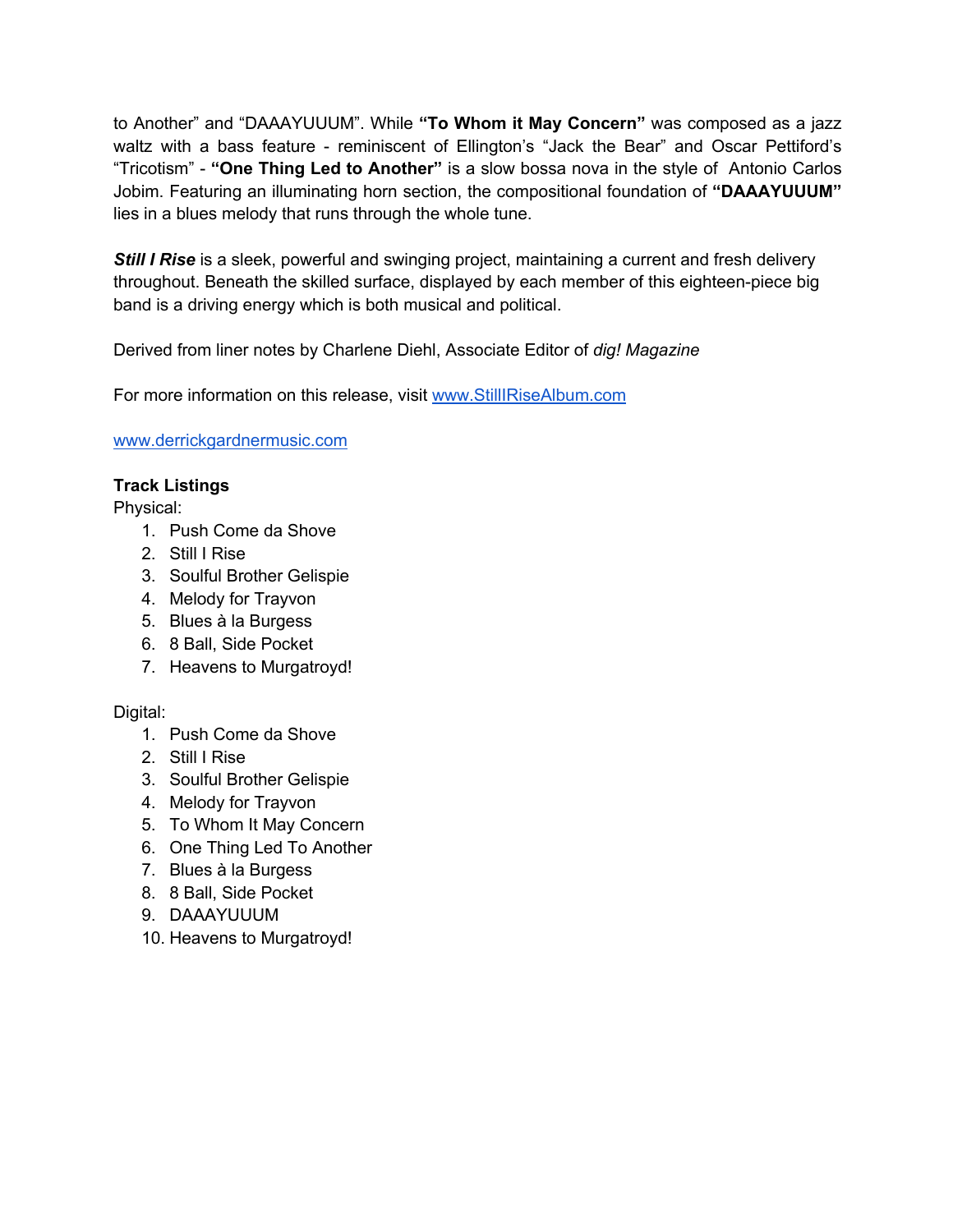to Another" and "DAAAYUUUM". While **"To Whom it May Concern"** was composed as a jazz waltz with a bass feature - reminiscent of Ellington's "Jack the Bear" and Oscar Pettiford's "Tricotism" - **"One Thing Led to Another"** is a slow bossa nova in the style of Antonio Carlos Jobim. Featuring an illuminating horn section, the compositional foundation of **"DAAAYUUUM"** lies in a blues melody that runs through the whole tune.

***Still I Rise*** is a sleek, powerful and swinging project, maintaining a current and fresh delivery throughout. Beneath the skilled surface, displayed by each member of this eighteen-piece big band is a driving energy which is both musical and political.

Derived from liner notes by Charlene Diehl, Associate Editor of *dig! Magazine*

For more information on this release, visit [www.StillIRiseAlbum.com](http://www.StillIRiseAlbum.com)

[www.derrickgardnermusic.com](http://www.derrickgardnermusic.com)

**Track Listings**

Physical:

1. Push Come da Shove
2. Still I Rise
3. Soulful Brother Gelispie
4. Melody for Trayvon
5. Blues à la Burgess
6. 8 Ball, Side Pocket
7. Heavens to Murgatroyd!

Digital:

1. Push Come da Shove
2. Still I Rise
3. Soulful Brother Gelispie
4. Melody for Trayvon
5. To Whom It May Concern
6. One Thing Led To Another
7. Blues à la Burgess
8. 8 Ball, Side Pocket
9. DAAAYUUUM
10. Heavens to Murgatroyd!